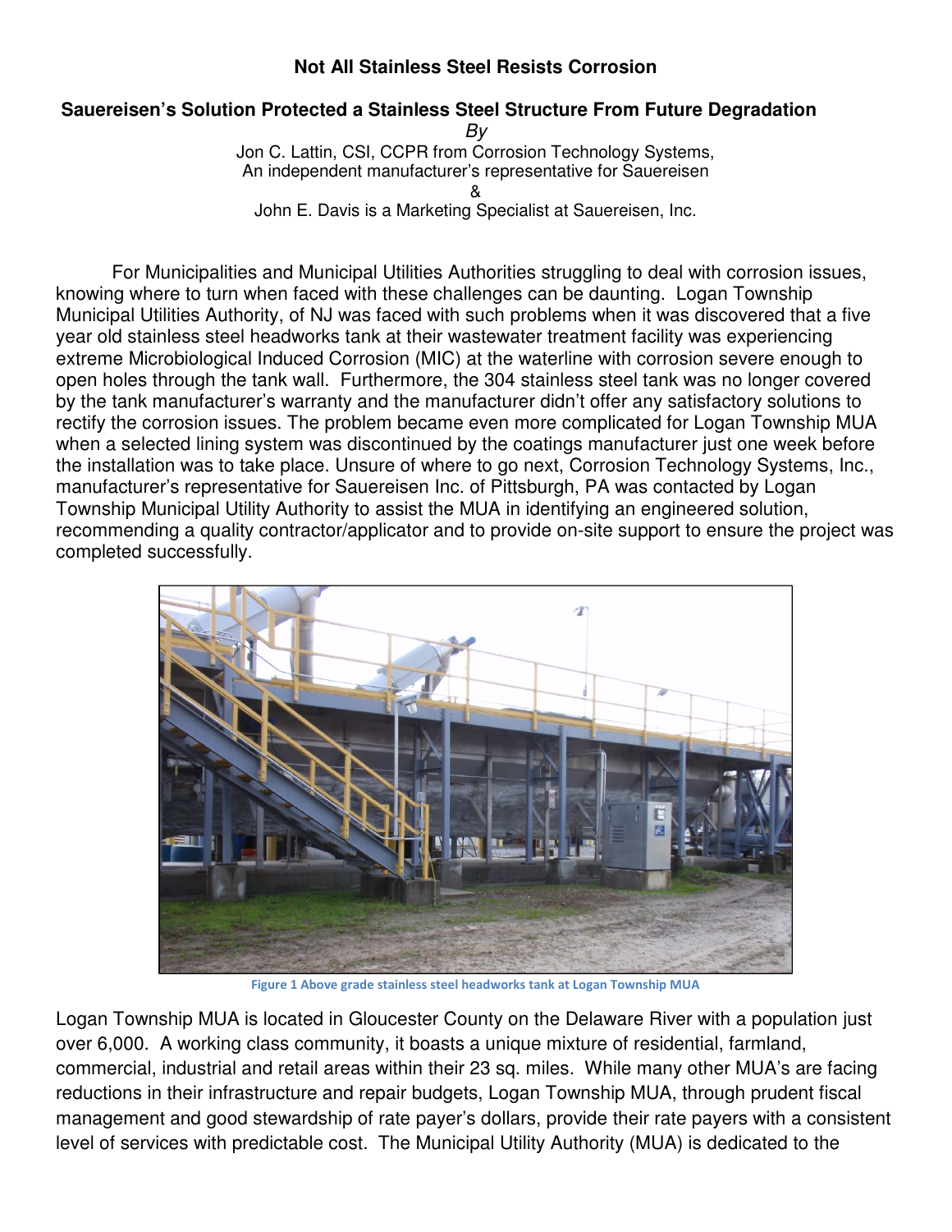# Not All Stainless Steel Resists Corrosion

## Sauereisen's Solution Protected a Stainless Steel Structure From Future Degradation

*By*

Jon C. Lattin, CSI, CCPR from Corrosion Technology Systems,
An independent manufacturer's representative for Sauereisen
&
John E. Davis is a Marketing Specialist at Sauereisen, Inc.

For Municipalities and Municipal Utilities Authorities struggling to deal with corrosion issues, knowing where to turn when faced with these challenges can be daunting. Logan Township Municipal Utilities Authority, of NJ was faced with such problems when it was discovered that a five year old stainless steel headworks tank at their wastewater treatment facility was experiencing extreme Microbiological Induced Corrosion (MIC) at the waterline with corrosion severe enough to open holes through the tank wall. Furthermore, the 304 stainless steel tank was no longer covered by the tank manufacturer's warranty and the manufacturer didn't offer any satisfactory solutions to rectify the corrosion issues. The problem became even more complicated for Logan Township MUA when a selected lining system was discontinued by the coatings manufacturer just one week before the installation was to take place. Unsure of where to go next, Corrosion Technology Systems, Inc., manufacturer's representative for Sauereisen Inc. of Pittsburgh, PA was contacted by Logan Township Municipal Utility Authority to assist the MUA in identifying an engineered solution, recommending a quality contractor/applicator and to provide on-site support to ensure the project was completed successfully.

Figure 1 Above grade stainless steel headworks tank at Logan Township MUA

Logan Township MUA is located in Gloucester County on the Delaware River with a population just over 6,000. A working class community, it boasts a unique mixture of residential, farmland, commercial, industrial and retail areas within their 23 sq. miles. While many other MUA's are facing reductions in their infrastructure and repair budgets, Logan Township MUA, through prudent fiscal management and good stewardship of rate payer's dollars, provide their rate payers with a consistent level of services with predictable cost. The Municipal Utility Authority (MUA) is dedicated to the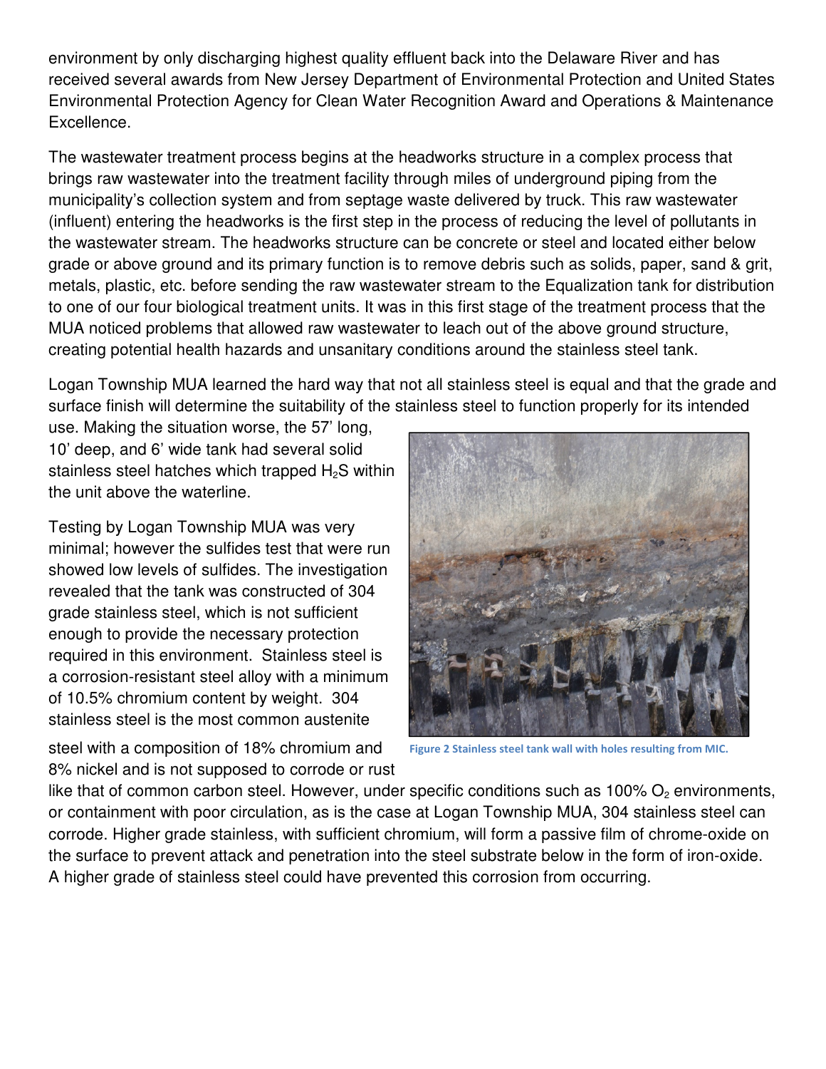environment by only discharging highest quality effluent back into the Delaware River and has received several awards from New Jersey Department of Environmental Protection and United States Environmental Protection Agency for Clean Water Recognition Award and Operations & Maintenance Excellence.

The wastewater treatment process begins at the headworks structure in a complex process that brings raw wastewater into the treatment facility through miles of underground piping from the municipality's collection system and from septage waste delivered by truck. This raw wastewater (influent) entering the headworks is the first step in the process of reducing the level of pollutants in the wastewater stream. The headworks structure can be concrete or steel and located either below grade or above ground and its primary function is to remove debris such as solids, paper, sand & grit, metals, plastic, etc. before sending the raw wastewater stream to the Equalization tank for distribution to one of our four biological treatment units. It was in this first stage of the treatment process that the MUA noticed problems that allowed raw wastewater to leach out of the above ground structure, creating potential health hazards and unsanitary conditions around the stainless steel tank.

Logan Township MUA learned the hard way that not all stainless steel is equal and that the grade and surface finish will determine the suitability of the stainless steel to function properly for its intended use. Making the situation worse, the 57' long, 10' deep, and 6' wide tank had several solid stainless steel hatches which trapped $H_2S$ within the unit above the waterline.

Testing by Logan Township MUA was very minimal; however the sulfides test that were run showed low levels of sulfides. The investigation revealed that the tank was constructed of 304 grade stainless steel, which is not sufficient enough to provide the necessary protection required in this environment. Stainless steel is a corrosion-resistant steel alloy with a minimum of 10.5% chromium content by weight. 304 stainless steel is the most common austenite steel with a composition of 18% chromium and 8% nickel and is not supposed to corrode or rust like that of common carbon steel. However, under specific conditions such as 100% $O_2$ environments, or containment with poor circulation, as is the case at Logan Township MUA, 304 stainless steel can corrode. Higher grade stainless, with sufficient chromium, will form a passive film of chrome-oxide on the surface to prevent attack and penetration into the steel substrate below in the form of iron-oxide. A higher grade of stainless steel could have prevented this corrosion from occurring.

Figure 2 Stainless steel tank wall with holes resulting from MIC.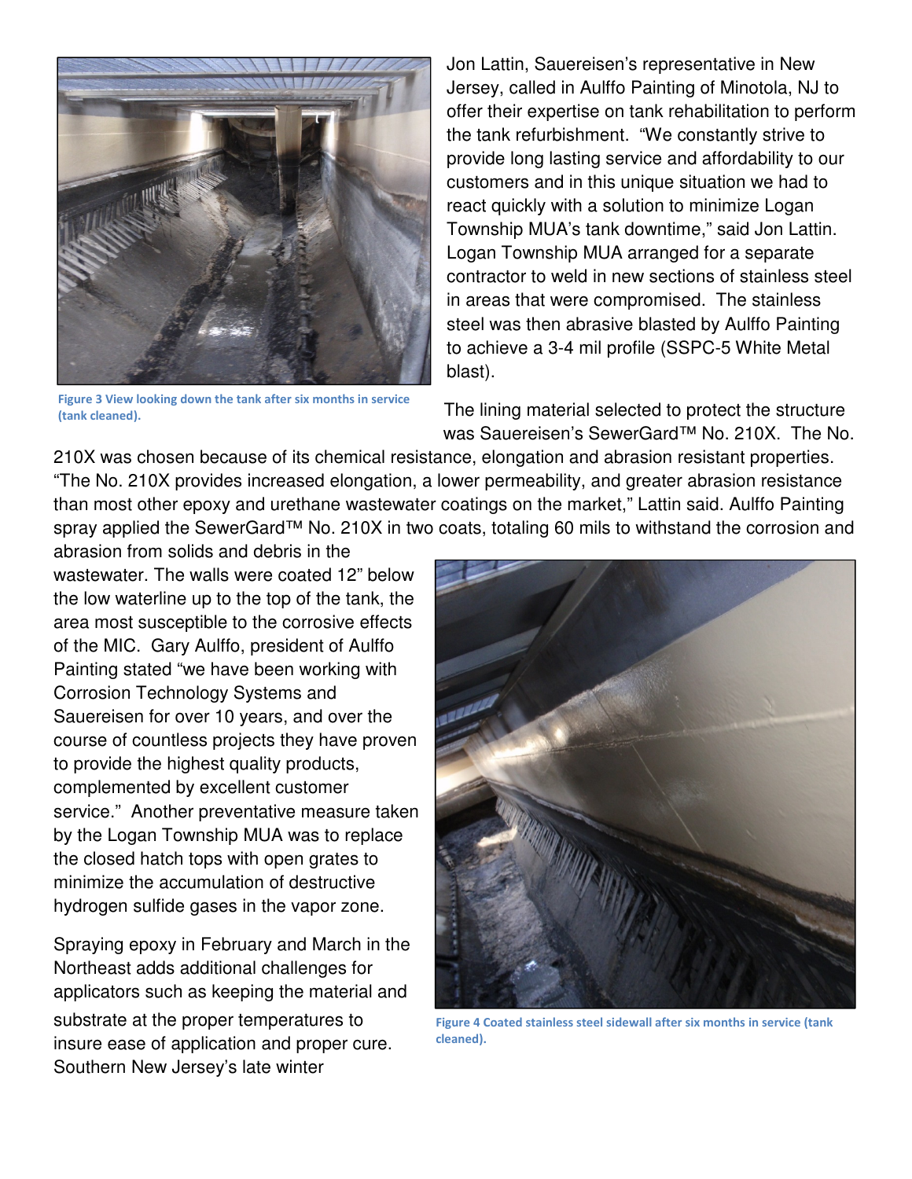Figure 3 View looking down the tank after six months in service (tank cleaned).

Jon Lattin, Sauereisen's representative in New Jersey, called in Aulffo Painting of Minotola, NJ to offer their expertise on tank rehabilitation to perform the tank refurbishment. "We constantly strive to provide long lasting service and affordability to our customers and in this unique situation we had to react quickly with a solution to minimize Logan Township MUA's tank downtime," said Jon Lattin. Logan Township MUA arranged for a separate contractor to weld in new sections of stainless steel in areas that were compromised. The stainless steel was then abrasive blasted by Aulffo Painting to achieve a 3-4 mil profile (SSPC-5 White Metal blast).

The lining material selected to protect the structure was Sauereisen's SewerGard™ No. 210X. The No. 210X was chosen because of its chemical resistance, elongation and abrasion resistant properties. "The No. 210X provides increased elongation, a lower permeability, and greater abrasion resistance than most other epoxy and urethane wastewater coatings on the market," Lattin said. Aulffo Painting spray applied the SewerGard™ No. 210X in two coats, totaling 60 mils to withstand the corrosion and abrasion from solids and debris in the wastewater. The walls were coated 12" below the low waterline up to the top of the tank, the area most susceptible to the corrosive effects of the MIC. Gary Aulffo, president of Aulffo Painting stated "we have been working with Corrosion Technology Systems and Sauereisen for over 10 years, and over the course of countless projects they have proven to provide the highest quality products, complemented by excellent customer service." Another preventative measure taken by the Logan Township MUA was to replace the closed hatch tops with open grates to minimize the accumulation of destructive hydrogen sulfide gases in the vapor zone.

Figure 4 Coated stainless steel sidewall after six months in service (tank cleaned).

Spraying epoxy in February and March in the Northeast adds additional challenges for applicators such as keeping the material and substrate at the proper temperatures to insure ease of application and proper cure. Southern New Jersey's late winter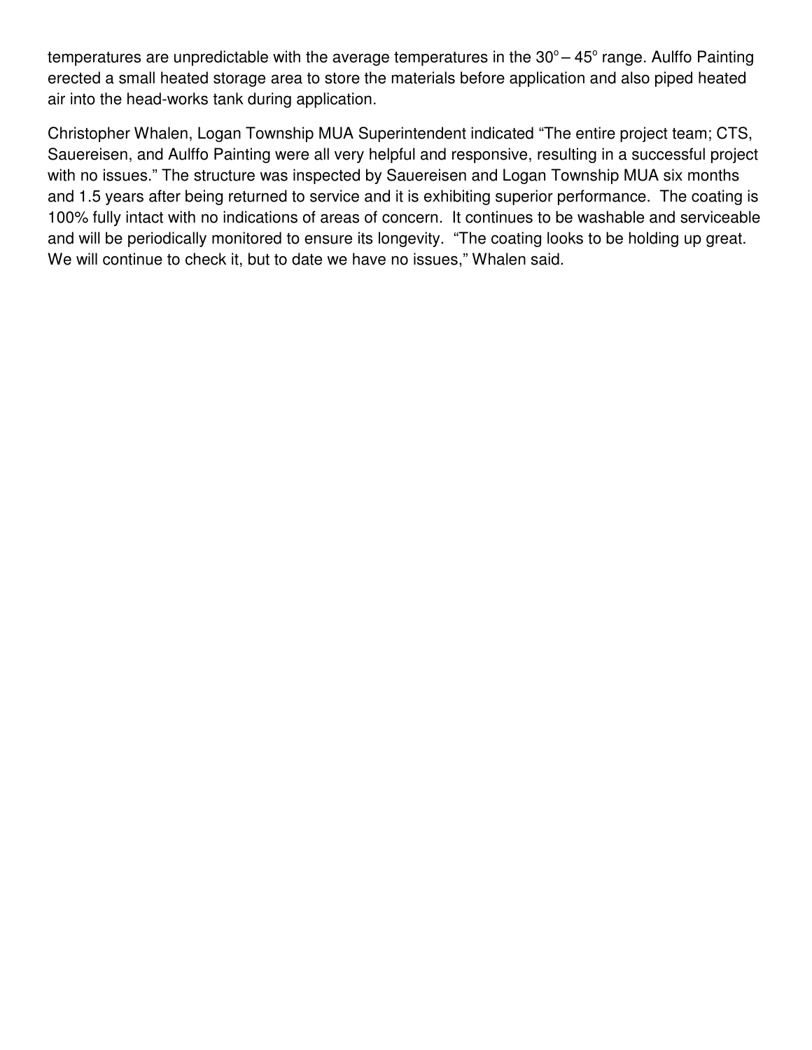temperatures are unpredictable with the average temperatures in the 30° – 45° range. Aulffo Painting erected a small heated storage area to store the materials before application and also piped heated air into the head-works tank during application.

Christopher Whalen, Logan Township MUA Superintendent indicated "The entire project team; CTS, Sauereisen, and Aulffo Painting were all very helpful and responsive, resulting in a successful project with no issues." The structure was inspected by Sauereisen and Logan Township MUA six months and 1.5 years after being returned to service and it is exhibiting superior performance. The coating is 100% fully intact with no indications of areas of concern. It continues to be washable and serviceable and will be periodically monitored to ensure its longevity. "The coating looks to be holding up great. We will continue to check it, but to date we have no issues," Whalen said.